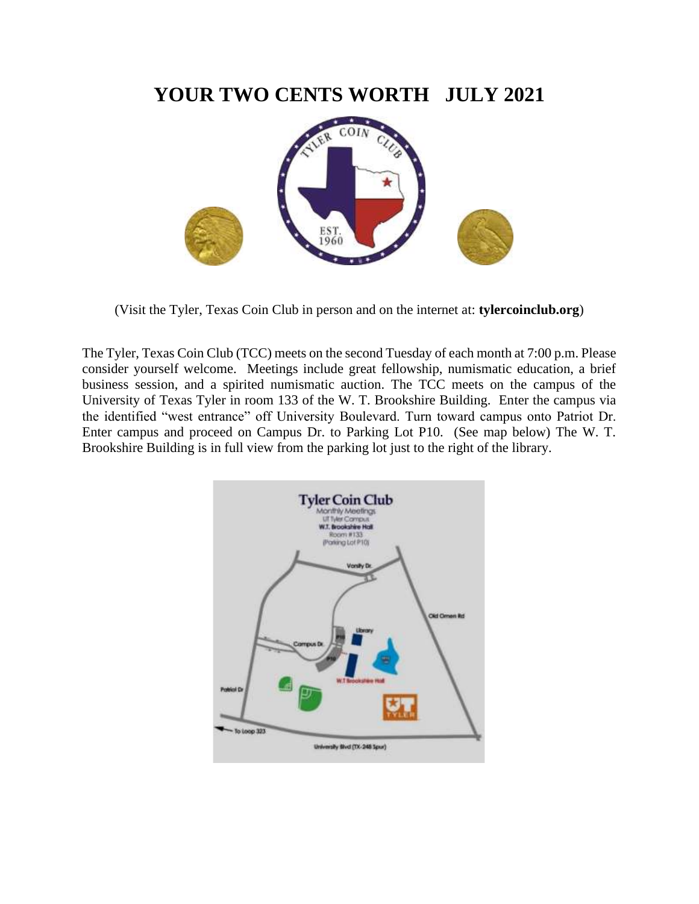# YOUR TWO CENTS WORTH   JULY 2021

(Visit the Tyler, Texas Coin Club in person and on the internet at: **tylercoinclub.org**)

The Tyler, Texas Coin Club (TCC) meets on the second Tuesday of each month at 7:00 p.m. Please consider yourself welcome. Meetings include great fellowship, numismatic education, a brief business session, and a spirited numismatic auction. The TCC meets on the campus of the University of Texas Tyler in room 133 of the W. T. Brookshire Building. Enter the campus via the identified "west entrance" off University Boulevard. Turn toward campus onto Patriot Dr. Enter campus and proceed on Campus Dr. to Parking Lot P10. (See map below) The W. T. Brookshire Building is in full view from the parking lot just to the right of the library.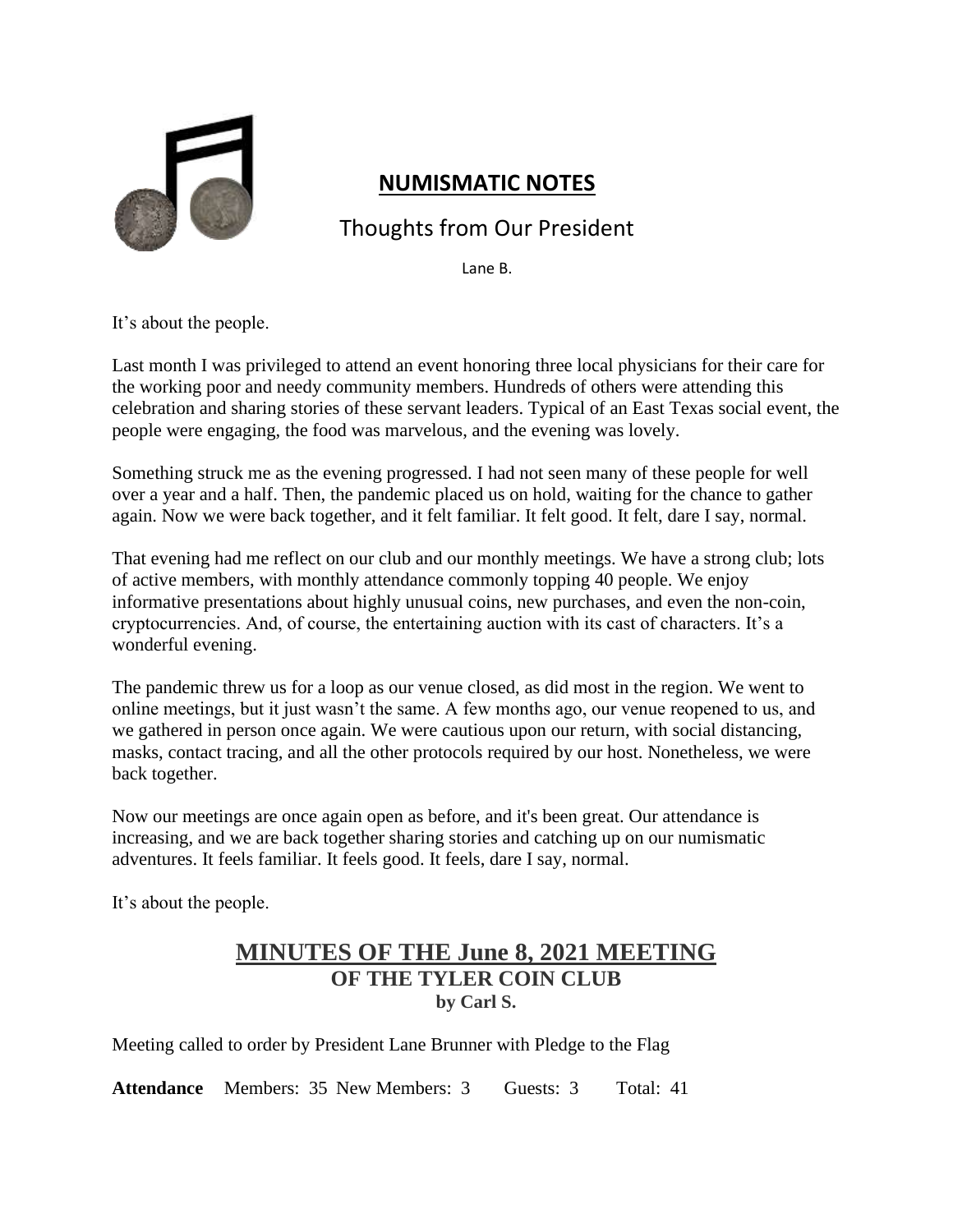## NUMISMATIC NOTES

### Thoughts from Our President

Lane B.

It's about the people.

Last month I was privileged to attend an event honoring three local physicians for their care for the working poor and needy community members. Hundreds of others were attending this celebration and sharing stories of these servant leaders. Typical of an East Texas social event, the people were engaging, the food was marvelous, and the evening was lovely.

Something struck me as the evening progressed. I had not seen many of these people for well over a year and a half. Then, the pandemic placed us on hold, waiting for the chance to gather again. Now we were back together, and it felt familiar. It felt good. It felt, dare I say, normal.

That evening had me reflect on our club and our monthly meetings. We have a strong club; lots of active members, with monthly attendance commonly topping 40 people. We enjoy informative presentations about highly unusual coins, new purchases, and even the non-coin, cryptocurrencies. And, of course, the entertaining auction with its cast of characters. It's a wonderful evening.

The pandemic threw us for a loop as our venue closed, as did most in the region. We went to online meetings, but it just wasn't the same. A few months ago, our venue reopened to us, and we gathered in person once again. We were cautious upon our return, with social distancing, masks, contact tracing, and all the other protocols required by our host. Nonetheless, we were back together.

Now our meetings are once again open as before, and it's been great. Our attendance is increasing, and we are back together sharing stories and catching up on our numismatic adventures. It feels familiar. It feels good. It feels, dare I say, normal.

It's about the people.

## MINUTES OF THE June 8, 2021 MEETING

**OF THE TYLER COIN CLUB**

**by Carl S.**

Meeting called to order by President Lane Brunner with Pledge to the Flag

**Attendance** Members: 35 New Members: 3 Guests: 3 Total: 41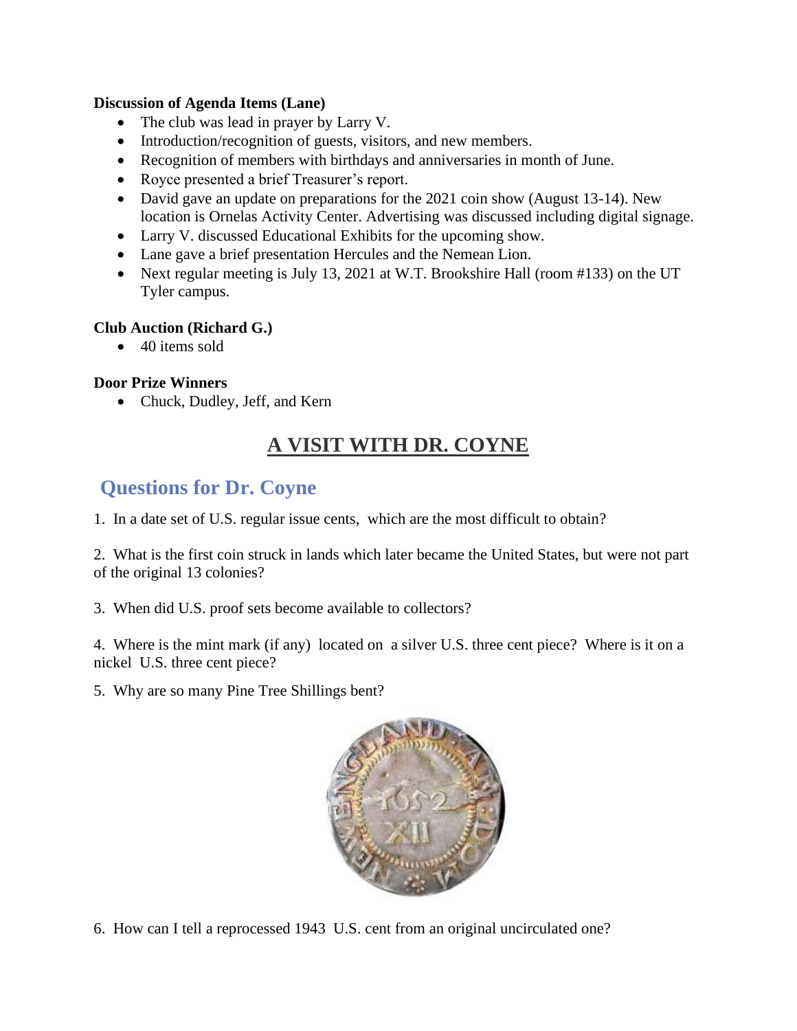**Discussion of Agenda Items (Lane)**

- The club was lead in prayer by Larry V.
- Introduction/recognition of guests, visitors, and new members.
- Recognition of members with birthdays and anniversaries in month of June.
- Royce presented a brief Treasurer's report.
- David gave an update on preparations for the 2021 coin show (August 13-14). New location is Ornelas Activity Center. Advertising was discussed including digital signage.
- Larry V. discussed Educational Exhibits for the upcoming show.
- Lane gave a brief presentation Hercules and the Nemean Lion.
- Next regular meeting is July 13, 2021 at W.T. Brookshire Hall (room #133) on the UT Tyler campus.

**Club Auction (Richard G.)**

- 40 items sold

**Door Prize Winners**

- Chuck, Dudley, Jeff, and Kern

# A VISIT WITH DR. COYNE

## Questions for Dr. Coyne

1. In a date set of U.S. regular issue cents, which are the most difficult to obtain?

2. What is the first coin struck in lands which later became the United States, but were not part of the original 13 colonies?

3. When did U.S. proof sets become available to collectors?

4. Where is the mint mark (if any) located on a silver U.S. three cent piece? Where is it on a nickel U.S. three cent piece?

5. Why are so many Pine Tree Shillings bent?

6. How can I tell a reprocessed 1943 U.S. cent from an original uncirculated one?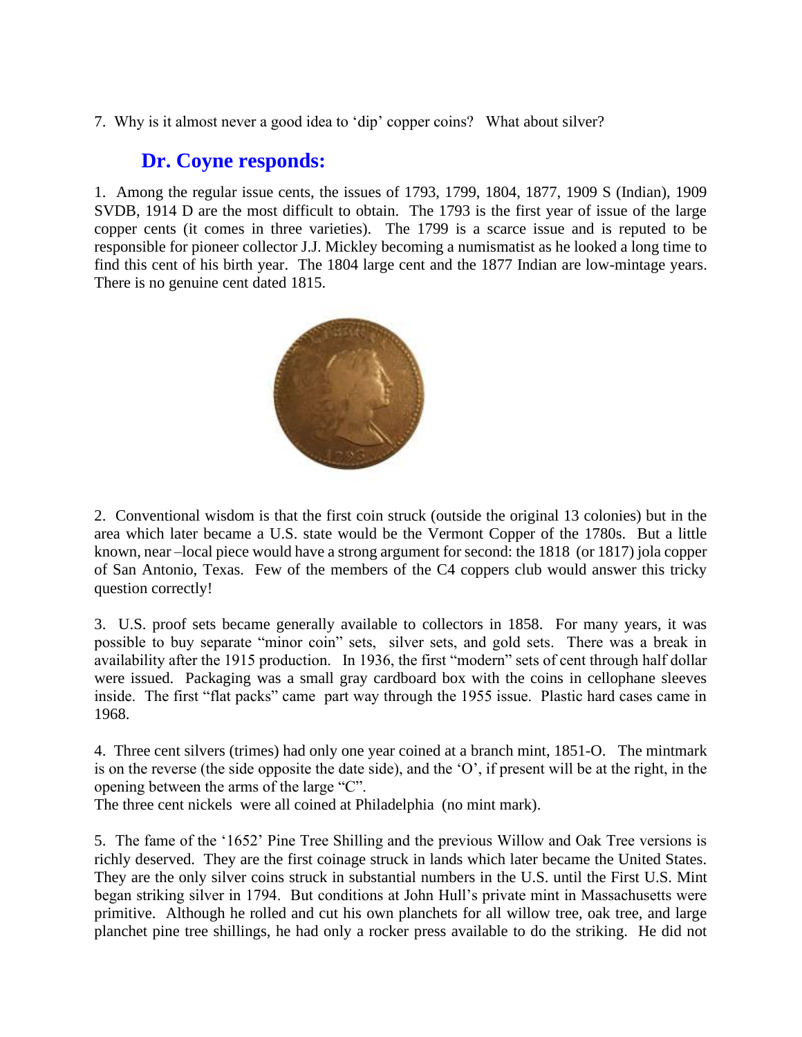7. Why is it almost never a good idea to 'dip' copper coins? What about silver?

## Dr. Coyne responds:

1. Among the regular issue cents, the issues of 1793, 1799, 1804, 1877, 1909 S (Indian), 1909 SVDB, 1914 D are the most difficult to obtain. The 1793 is the first year of issue of the large copper cents (it comes in three varieties). The 1799 is a scarce issue and is reputed to be responsible for pioneer collector J.J. Mickley becoming a numismatist as he looked a long time to find this cent of his birth year. The 1804 large cent and the 1877 Indian are low-mintage years. There is no genuine cent dated 1815.

2. Conventional wisdom is that the first coin struck (outside the original 13 colonies) but in the area which later became a U.S. state would be the Vermont Copper of the 1780s. But a little known, near –local piece would have a strong argument for second: the 1818 (or 1817) jola copper of San Antonio, Texas. Few of the members of the C4 coppers club would answer this tricky question correctly!

3. U.S. proof sets became generally available to collectors in 1858. For many years, it was possible to buy separate "minor coin" sets, silver sets, and gold sets. There was a break in availability after the 1915 production. In 1936, the first "modern" sets of cent through half dollar were issued. Packaging was a small gray cardboard box with the coins in cellophane sleeves inside. The first "flat packs" came part way through the 1955 issue. Plastic hard cases came in 1968.

4. Three cent silvers (trimes) had only one year coined at a branch mint, 1851-O. The mintmark is on the reverse (the side opposite the date side), and the 'O', if present will be at the right, in the opening between the arms of the large "C".
The three cent nickels were all coined at Philadelphia (no mint mark).

5. The fame of the '1652' Pine Tree Shilling and the previous Willow and Oak Tree versions is richly deserved. They are the first coinage struck in lands which later became the United States. They are the only silver coins struck in substantial numbers in the U.S. until the First U.S. Mint began striking silver in 1794. But conditions at John Hull's private mint in Massachusetts were primitive. Although he rolled and cut his own planchets for all willow tree, oak tree, and large planchet pine tree shillings, he had only a rocker press available to do the striking. He did not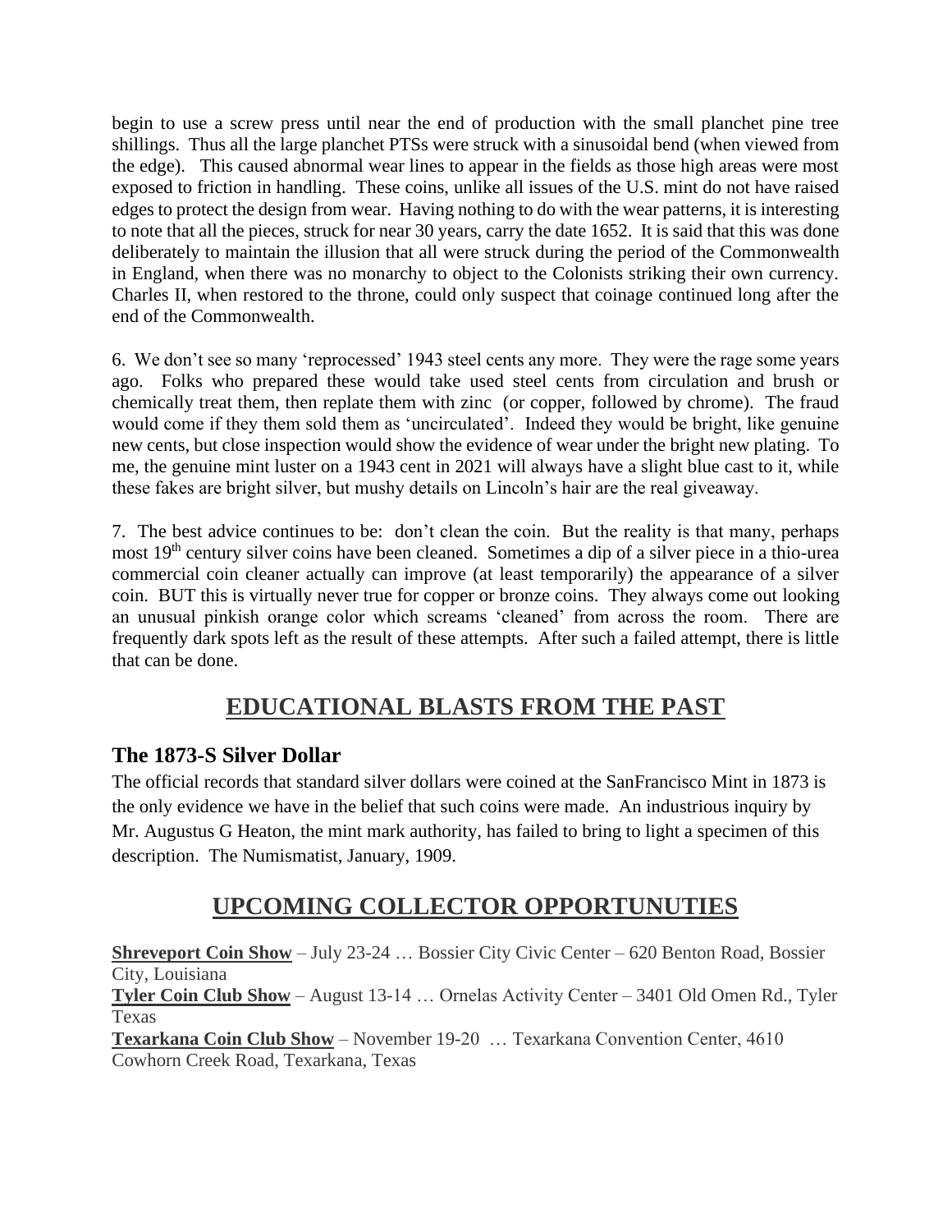begin to use a screw press until near the end of production with the small planchet pine tree shillings. Thus all the large planchet PTSs were struck with a sinusoidal bend (when viewed from the edge). This caused abnormal wear lines to appear in the fields as those high areas were most exposed to friction in handling. These coins, unlike all issues of the U.S. mint do not have raised edges to protect the design from wear. Having nothing to do with the wear patterns, it is interesting to note that all the pieces, struck for near 30 years, carry the date 1652. It is said that this was done deliberately to maintain the illusion that all were struck during the period of the Commonwealth in England, when there was no monarchy to object to the Colonists striking their own currency. Charles II, when restored to the throne, could only suspect that coinage continued long after the end of the Commonwealth.

6. We don't see so many 'reprocessed' 1943 steel cents any more. They were the rage some years ago. Folks who prepared these would take used steel cents from circulation and brush or chemically treat them, then replate them with zinc (or copper, followed by chrome). The fraud would come if they them sold them as 'uncirculated'. Indeed they would be bright, like genuine new cents, but close inspection would show the evidence of wear under the bright new plating. To me, the genuine mint luster on a 1943 cent in 2021 will always have a slight blue cast to it, while these fakes are bright silver, but mushy details on Lincoln's hair are the real giveaway.

7. The best advice continues to be: don't clean the coin. But the reality is that many, perhaps most 19th century silver coins have been cleaned. Sometimes a dip of a silver piece in a thio-urea commercial coin cleaner actually can improve (at least temporarily) the appearance of a silver coin. BUT this is virtually never true for copper or bronze coins. They always come out looking an unusual pinkish orange color which screams 'cleaned' from across the room. There are frequently dark spots left as the result of these attempts. After such a failed attempt, there is little that can be done.

## EDUCATIONAL BLASTS FROM THE PAST

### The 1873-S Silver Dollar

The official records that standard silver dollars were coined at the SanFrancisco Mint in 1873 is the only evidence we have in the belief that such coins were made. An industrious inquiry by Mr. Augustus G Heaton, the mint mark authority, has failed to bring to light a specimen of this description. The Numismatist, January, 1909.

## UPCOMING COLLECTOR OPPORTUNUTIES

**Shreveport Coin Show** – July 23-24 … Bossier City Civic Center – 620 Benton Road, Bossier City, Louisiana

**Tyler Coin Club Show** – August 13-14 … Ornelas Activity Center – 3401 Old Omen Rd., Tyler Texas

**Texarkana Coin Club Show** – November 19-20 … Texarkana Convention Center, 4610 Cowhorn Creek Road, Texarkana, Texas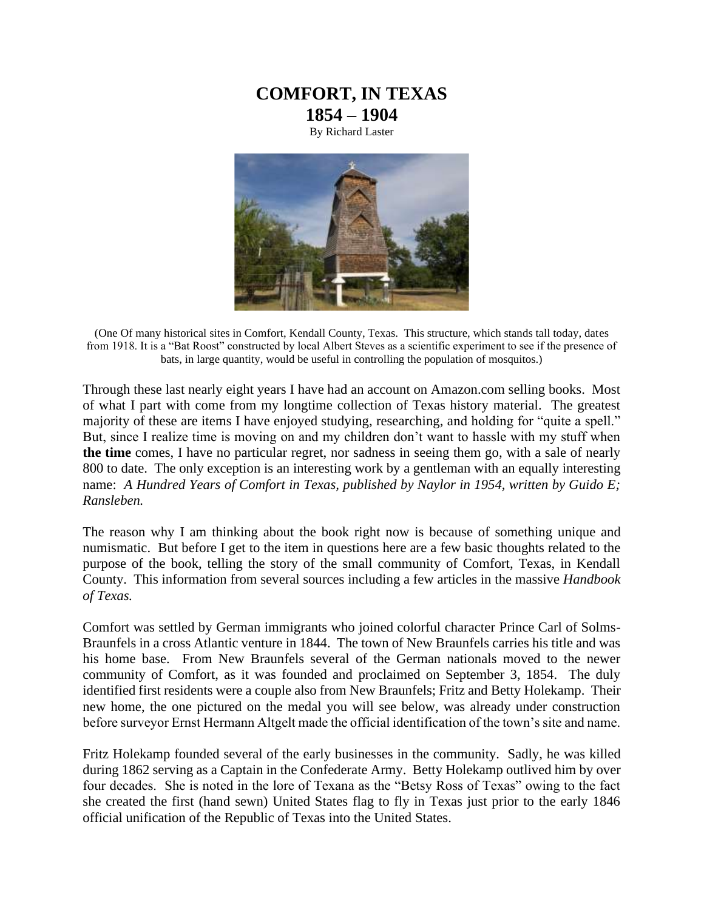# COMFORT, IN TEXAS
## 1854 – 1904

By Richard Laster

(One Of many historical sites in Comfort, Kendall County, Texas. This structure, which stands tall today, dates from 1918. It is a "Bat Roost" constructed by local Albert Steves as a scientific experiment to see if the presence of bats, in large quantity, would be useful in controlling the population of mosquitos.)

Through these last nearly eight years I have had an account on Amazon.com selling books. Most of what I part with come from my longtime collection of Texas history material. The greatest majority of these are items I have enjoyed studying, researching, and holding for "quite a spell." But, since I realize time is moving on and my children don't want to hassle with my stuff when **the time** comes, I have no particular regret, nor sadness in seeing them go, with a sale of nearly 800 to date. The only exception is an interesting work by a gentleman with an equally interesting name: *A Hundred Years of Comfort in Texas, published by Naylor in 1954, written by Guido E; Ransleben.*

The reason why I am thinking about the book right now is because of something unique and numismatic. But before I get to the item in questions here are a few basic thoughts related to the purpose of the book, telling the story of the small community of Comfort, Texas, in Kendall County. This information from several sources including a few articles in the massive *Handbook of Texas.*

Comfort was settled by German immigrants who joined colorful character Prince Carl of Solms-Braunfels in a cross Atlantic venture in 1844. The town of New Braunfels carries his title and was his home base. From New Braunfels several of the German nationals moved to the newer community of Comfort, as it was founded and proclaimed on September 3, 1854. The duly identified first residents were a couple also from New Braunfels; Fritz and Betty Holekamp. Their new home, the one pictured on the medal you will see below, was already under construction before surveyor Ernst Hermann Altgelt made the official identification of the town's site and name.

Fritz Holekamp founded several of the early businesses in the community. Sadly, he was killed during 1862 serving as a Captain in the Confederate Army. Betty Holekamp outlived him by over four decades. She is noted in the lore of Texana as the "Betsy Ross of Texas" owing to the fact she created the first (hand sewn) United States flag to fly in Texas just prior to the early 1846 official unification of the Republic of Texas into the United States.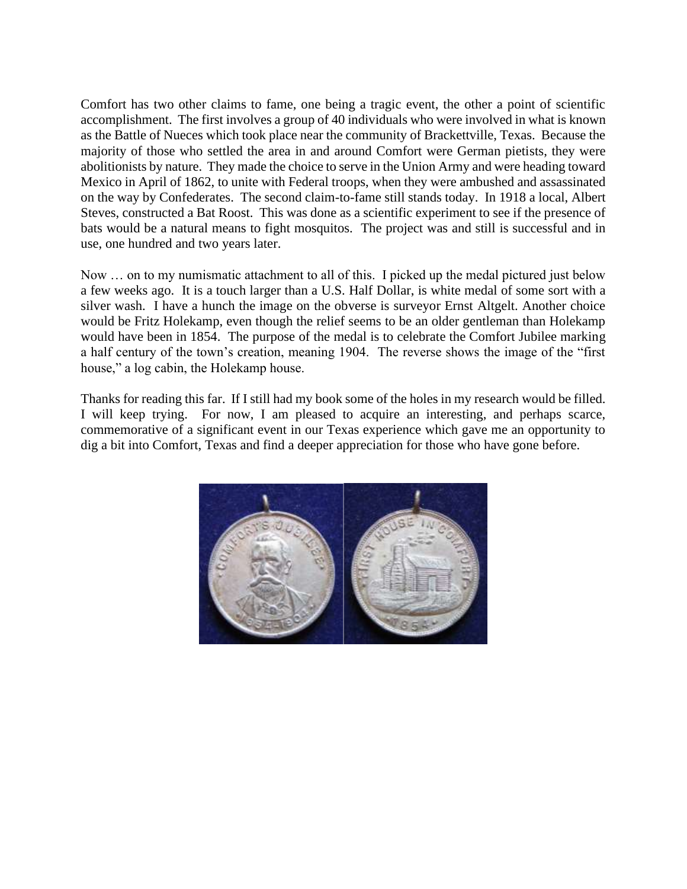Comfort has two other claims to fame, one being a tragic event, the other a point of scientific accomplishment. The first involves a group of 40 individuals who were involved in what is known as the Battle of Nueces which took place near the community of Brackettville, Texas. Because the majority of those who settled the area in and around Comfort were German pietists, they were abolitionists by nature. They made the choice to serve in the Union Army and were heading toward Mexico in April of 1862, to unite with Federal troops, when they were ambushed and assassinated on the way by Confederates. The second claim-to-fame still stands today. In 1918 a local, Albert Steves, constructed a Bat Roost. This was done as a scientific experiment to see if the presence of bats would be a natural means to fight mosquitos. The project was and still is successful and in use, one hundred and two years later.

Now … on to my numismatic attachment to all of this. I picked up the medal pictured just below a few weeks ago. It is a touch larger than a U.S. Half Dollar, is white medal of some sort with a silver wash. I have a hunch the image on the obverse is surveyor Ernst Altgelt. Another choice would be Fritz Holekamp, even though the relief seems to be an older gentleman than Holekamp would have been in 1854. The purpose of the medal is to celebrate the Comfort Jubilee marking a half century of the town's creation, meaning 1904. The reverse shows the image of the "first house," a log cabin, the Holekamp house.

Thanks for reading this far. If I still had my book some of the holes in my research would be filled. I will keep trying. For now, I am pleased to acquire an interesting, and perhaps scarce, commemorative of a significant event in our Texas experience which gave me an opportunity to dig a bit into Comfort, Texas and find a deeper appreciation for those who have gone before.